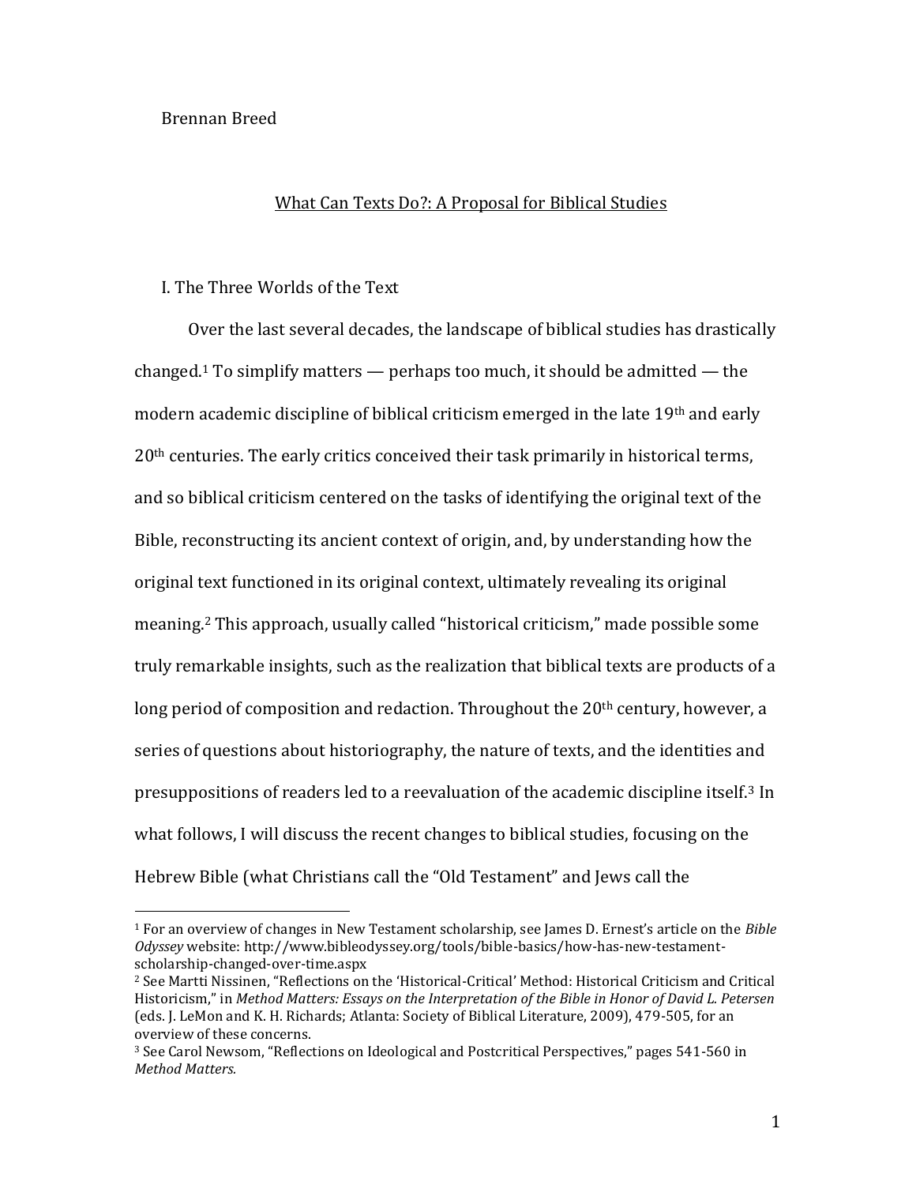Brennan Breed

# What Can Texts Do?: A Proposal for Biblical Studies

## I. The Three Worlds of the Text

Over the last several decades, the landscape of biblical studies has drastically changed.[1] To simplify matters — perhaps too much, it should be admitted — the modern academic discipline of biblical criticism emerged in the late 19th and early 20th centuries. The early critics conceived their task primarily in historical terms, and so biblical criticism centered on the tasks of identifying the original text of the Bible, reconstructing its ancient context of origin, and, by understanding how the original text functioned in its original context, ultimately revealing its original meaning.[2] This approach, usually called "historical criticism," made possible some truly remarkable insights, such as the realization that biblical texts are products of a long period of composition and redaction. Throughout the 20th century, however, a series of questions about historiography, the nature of texts, and the identities and presuppositions of readers led to a reevaluation of the academic discipline itself.[3] In what follows, I will discuss the recent changes to biblical studies, focusing on the Hebrew Bible (what Christians call the "Old Testament" and Jews call the

---

[1] For an overview of changes in New Testament scholarship, see James D. Ernest's article on the *Bible Odyssey* website: http://www.bibleodyssey.org/tools/bible-basics/how-has-new-testament-scholarship-changed-over-time.aspx

[2] See Martti Nissinen, "Reflections on the 'Historical-Critical' Method: Historical Criticism and Critical Historicism," in *Method Matters: Essays on the Interpretation of the Bible in Honor of David L. Petersen* (eds. J. LeMon and K. H. Richards; Atlanta: Society of Biblical Literature, 2009), 479-505, for an overview of these concerns.

[3] See Carol Newsom, "Reflections on Ideological and Postcritical Perspectives," pages 541-560 in *Method Matters*.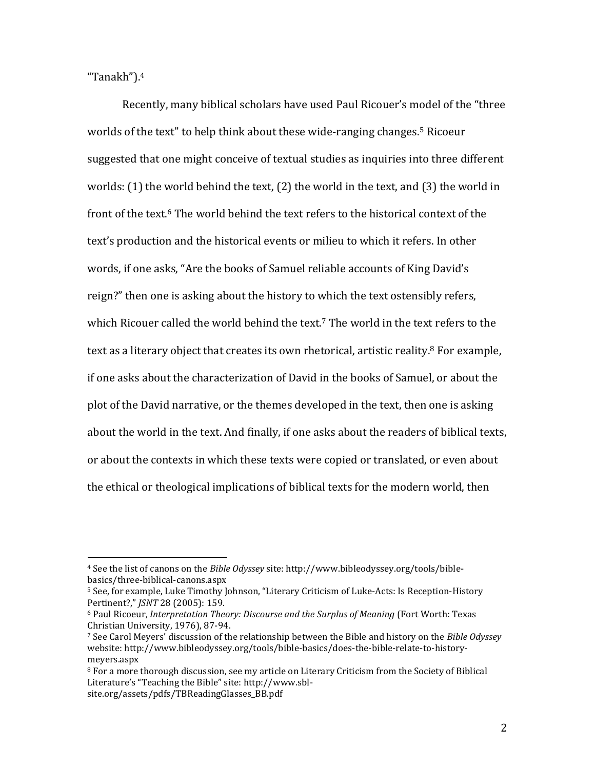"Tanakh").[4]

Recently, many biblical scholars have used Paul Ricouer's model of the "three worlds of the text" to help think about these wide-ranging changes.[5] Ricoeur suggested that one might conceive of textual studies as inquiries into three different worlds: (1) the world behind the text, (2) the world in the text, and (3) the world in front of the text.[6] The world behind the text refers to the historical context of the text's production and the historical events or milieu to which it refers. In other words, if one asks, "Are the books of Samuel reliable accounts of King David's reign?" then one is asking about the history to which the text ostensibly refers, which Ricouer called the world behind the text.[7] The world in the text refers to the text as a literary object that creates its own rhetorical, artistic reality.[8] For example, if one asks about the characterization of David in the books of Samuel, or about the plot of the David narrative, or the themes developed in the text, then one is asking about the world in the text. And finally, if one asks about the readers of biblical texts, or about the contexts in which these texts were copied or translated, or even about the ethical or theological implications of biblical texts for the modern world, then

---

[4] See the list of canons on the *Bible Odyssey* site: http://www.bibleodyssey.org/tools/bible-basics/three-biblical-canons.aspx

[5] See, for example, Luke Timothy Johnson, "Literary Criticism of Luke-Acts: Is Reception-History Pertinent?," *JSNT* 28 (2005): 159.

[6] Paul Ricoeur, *Interpretation Theory: Discourse and the Surplus of Meaning* (Fort Worth: Texas Christian University, 1976), 87-94.

[7] See Carol Meyers' discussion of the relationship between the Bible and history on the *Bible Odyssey* website: http://www.bibleodyssey.org/tools/bible-basics/does-the-bible-relate-to-history-meyers.aspx

[8] For a more thorough discussion, see my article on Literary Criticism from the Society of Biblical Literature's "Teaching the Bible" site: http://www.sbl-site.org/assets/pdfs/TBReadingGlasses_BB.pdf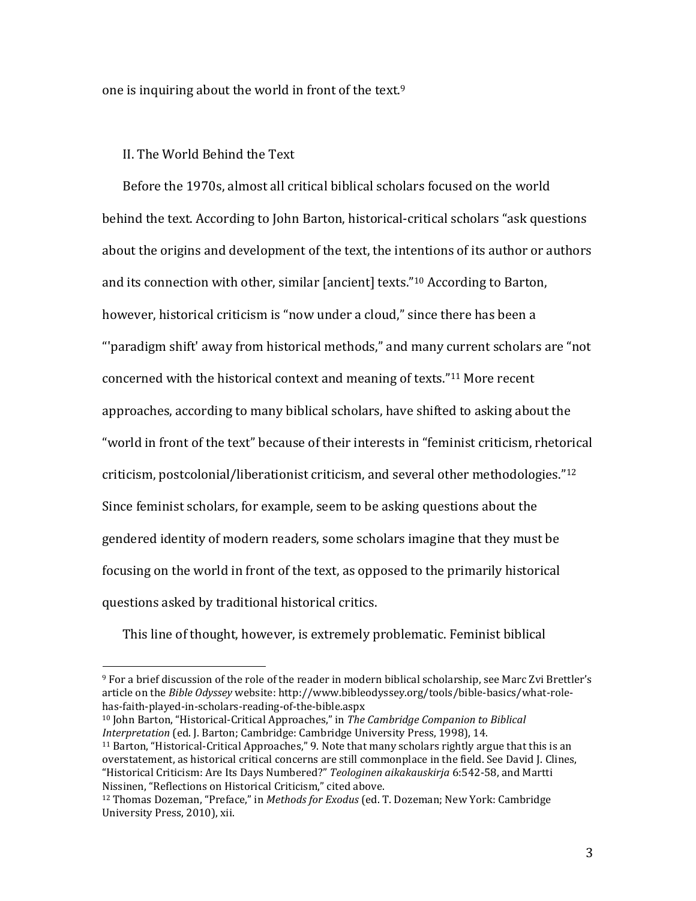one is inquiring about the world in front of the text.[9]

## II. The World Behind the Text

Before the 1970s, almost all critical biblical scholars focused on the world behind the text. According to John Barton, historical-critical scholars "ask questions about the origins and development of the text, the intentions of its author or authors and its connection with other, similar [ancient] texts."[10] According to Barton, however, historical criticism is "now under a cloud," since there has been a "'paradigm shift' away from historical methods," and many current scholars are "not concerned with the historical context and meaning of texts."[11] More recent approaches, according to many biblical scholars, have shifted to asking about the "world in front of the text" because of their interests in "feminist criticism, rhetorical criticism, postcolonial/liberationist criticism, and several other methodologies."[12] Since feminist scholars, for example, seem to be asking questions about the gendered identity of modern readers, some scholars imagine that they must be focusing on the world in front of the text, as opposed to the primarily historical questions asked by traditional historical critics.

This line of thought, however, is extremely problematic. Feminist biblical

---

[9] For a brief discussion of the role of the reader in modern biblical scholarship, see Marc Zvi Brettler's article on the *Bible Odyssey* website: http://www.bibleodyssey.org/tools/bible-basics/what-role-has-faith-played-in-scholars-reading-of-the-bible.aspx

[10] John Barton, "Historical-Critical Approaches," in *The Cambridge Companion to Biblical Interpretation* (ed. J. Barton; Cambridge: Cambridge University Press, 1998), 14.

[11] Barton, "Historical-Critical Approaches," 9. Note that many scholars rightly argue that this is an overstatement, as historical critical concerns are still commonplace in the field. See David J. Clines, "Historical Criticism: Are Its Days Numbered?" *Teologinen aikakauskirja* 6:542-58, and Martti Nissinen, "Reflections on Historical Criticism," cited above.

[12] Thomas Dozeman, "Preface," in *Methods for Exodus* (ed. T. Dozeman; New York: Cambridge University Press, 2010), xii.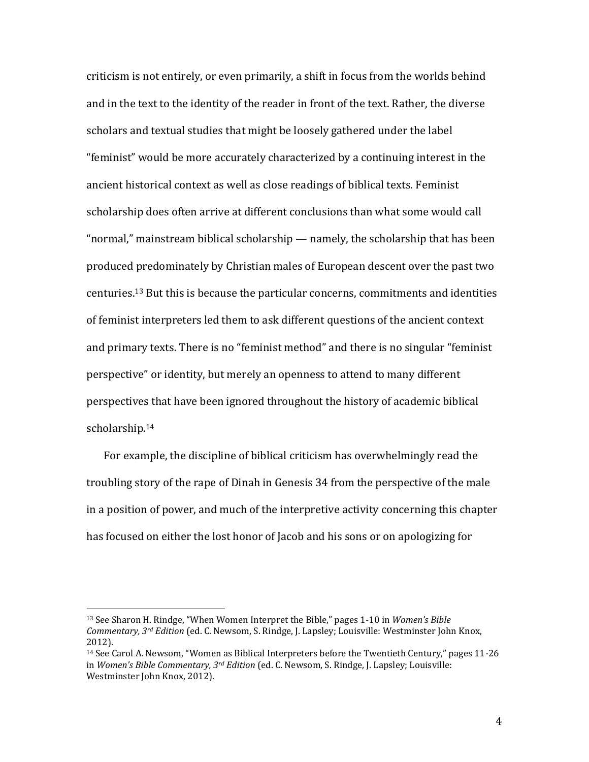criticism is not entirely, or even primarily, a shift in focus from the worlds behind and in the text to the identity of the reader in front of the text. Rather, the diverse scholars and textual studies that might be loosely gathered under the label "feminist" would be more accurately characterized by a continuing interest in the ancient historical context as well as close readings of biblical texts. Feminist scholarship does often arrive at different conclusions than what some would call "normal," mainstream biblical scholarship — namely, the scholarship that has been produced predominately by Christian males of European descent over the past two centuries.[13] But this is because the particular concerns, commitments and identities of feminist interpreters led them to ask different questions of the ancient context and primary texts. There is no "feminist method" and there is no singular "feminist perspective" or identity, but merely an openness to attend to many different perspectives that have been ignored throughout the history of academic biblical scholarship.[14]

For example, the discipline of biblical criticism has overwhelmingly read the troubling story of the rape of Dinah in Genesis 34 from the perspective of the male in a position of power, and much of the interpretive activity concerning this chapter has focused on either the lost honor of Jacob and his sons or on apologizing for

---

[13] See Sharon H. Rindge, "When Women Interpret the Bible," pages 1-10 in *Women's Bible Commentary, 3rd Edition* (ed. C. Newsom, S. Rindge, J. Lapsley; Louisville: Westminster John Knox, 2012).

[14] See Carol A. Newsom, "Women as Biblical Interpreters before the Twentieth Century," pages 11-26 in *Women's Bible Commentary, 3rd Edition* (ed. C. Newsom, S. Rindge, J. Lapsley; Louisville: Westminster John Knox, 2012).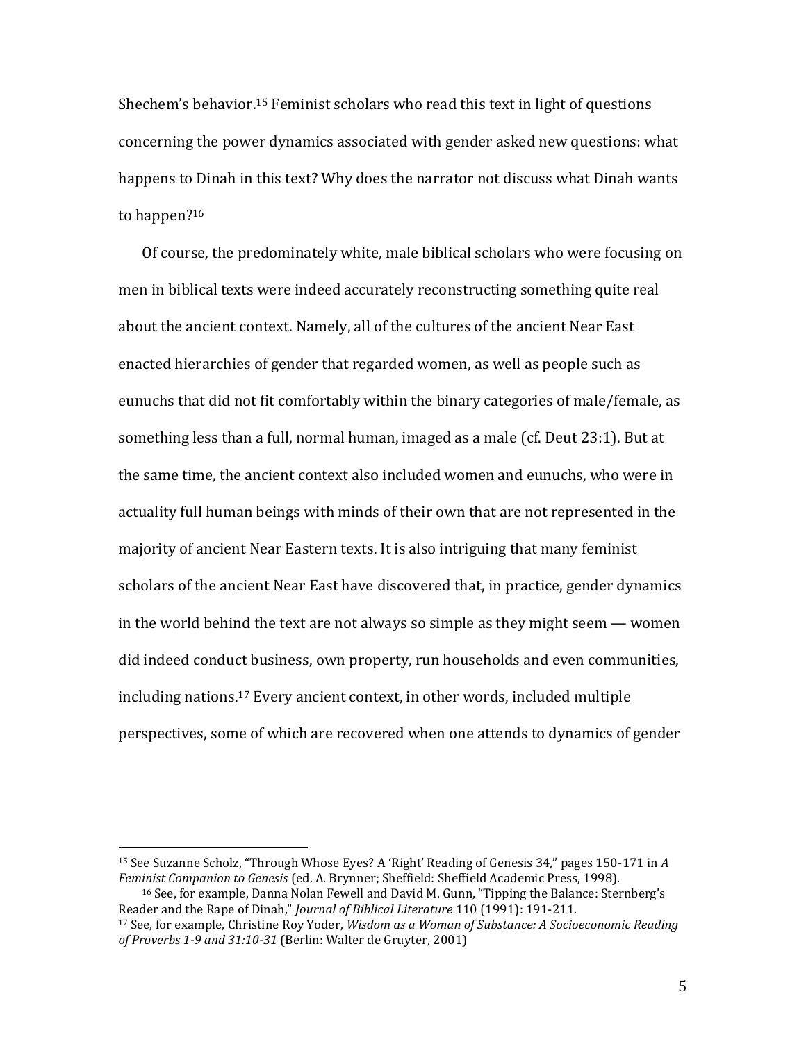Shechem's behavior.[15] Feminist scholars who read this text in light of questions concerning the power dynamics associated with gender asked new questions: what happens to Dinah in this text? Why does the narrator not discuss what Dinah wants to happen?[16]

Of course, the predominately white, male biblical scholars who were focusing on men in biblical texts were indeed accurately reconstructing something quite real about the ancient context. Namely, all of the cultures of the ancient Near East enacted hierarchies of gender that regarded women, as well as people such as eunuchs that did not fit comfortably within the binary categories of male/female, as something less than a full, normal human, imaged as a male (cf. Deut 23:1). But at the same time, the ancient context also included women and eunuchs, who were in actuality full human beings with minds of their own that are not represented in the majority of ancient Near Eastern texts. It is also intriguing that many feminist scholars of the ancient Near East have discovered that, in practice, gender dynamics in the world behind the text are not always so simple as they might seem — women did indeed conduct business, own property, run households and even communities, including nations.[17] Every ancient context, in other words, included multiple perspectives, some of which are recovered when one attends to dynamics of gender

---

[15] See Suzanne Scholz, "Through Whose Eyes? A 'Right' Reading of Genesis 34," pages 150-171 in *A Feminist Companion to Genesis* (ed. A. Brynner; Sheffield: Sheffield Academic Press, 1998).

[16] See, for example, Danna Nolan Fewell and David M. Gunn, "Tipping the Balance: Sternberg's Reader and the Rape of Dinah," *Journal of Biblical Literature* 110 (1991): 191-211.

[17] See, for example, Christine Roy Yoder, *Wisdom as a Woman of Substance: A Socioeconomic Reading of Proverbs 1-9 and 31:10-31* (Berlin: Walter de Gruyter, 2001)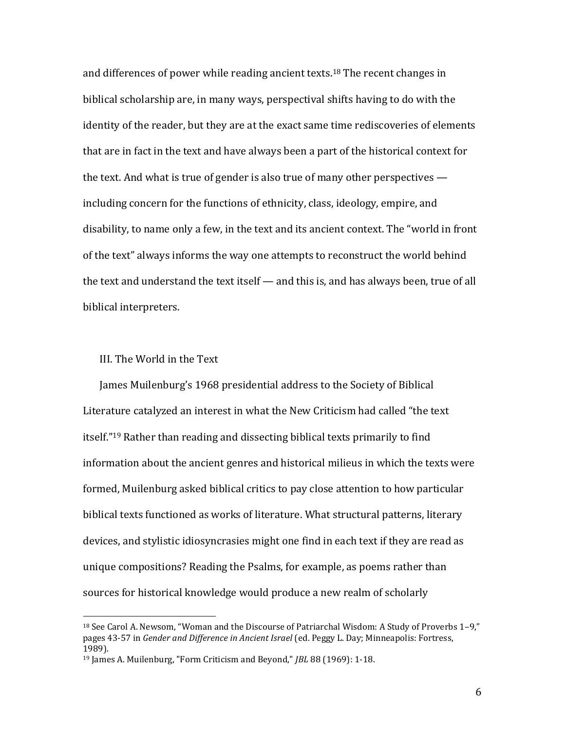and differences of power while reading ancient texts.[18] The recent changes in biblical scholarship are, in many ways, perspectival shifts having to do with the identity of the reader, but they are at the exact same time rediscoveries of elements that are in fact in the text and have always been a part of the historical context for the text. And what is true of gender is also true of many other perspectives — including concern for the functions of ethnicity, class, ideology, empire, and disability, to name only a few, in the text and its ancient context. The "world in front of the text" always informs the way one attempts to reconstruct the world behind the text and understand the text itself — and this is, and has always been, true of all biblical interpreters.

## III. The World in the Text

James Muilenburg's 1968 presidential address to the Society of Biblical Literature catalyzed an interest in what the New Criticism had called "the text itself."[19] Rather than reading and dissecting biblical texts primarily to find information about the ancient genres and historical milieus in which the texts were formed, Muilenburg asked biblical critics to pay close attention to how particular biblical texts functioned as works of literature. What structural patterns, literary devices, and stylistic idiosyncrasies might one find in each text if they are read as unique compositions? Reading the Psalms, for example, as poems rather than sources for historical knowledge would produce a new realm of scholarly

---

[18] See Carol A. Newsom, "Woman and the Discourse of Patriarchal Wisdom: A Study of Proverbs 1–9," pages 43-57 in *Gender and Difference in Ancient Israel* (ed. Peggy L. Day; Minneapolis: Fortress, 1989).

[19] James A. Muilenburg, "Form Criticism and Beyond," *JBL* 88 (1969): 1-18.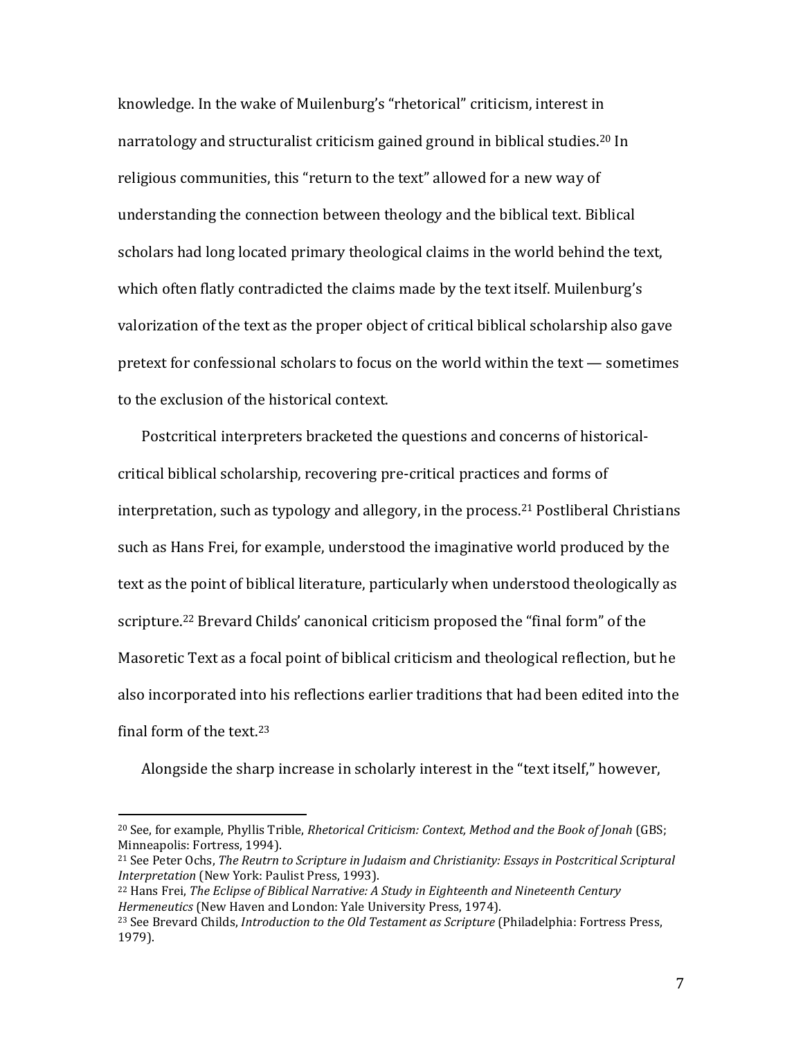knowledge. In the wake of Muilenburg's "rhetorical" criticism, interest in narratology and structuralist criticism gained ground in biblical studies.[20] In religious communities, this "return to the text" allowed for a new way of understanding the connection between theology and the biblical text. Biblical scholars had long located primary theological claims in the world behind the text, which often flatly contradicted the claims made by the text itself. Muilenburg's valorization of the text as the proper object of critical biblical scholarship also gave pretext for confessional scholars to focus on the world within the text — sometimes to the exclusion of the historical context.

Postcritical interpreters bracketed the questions and concerns of historical-critical biblical scholarship, recovering pre-critical practices and forms of interpretation, such as typology and allegory, in the process.[21] Postliberal Christians such as Hans Frei, for example, understood the imaginative world produced by the text as the point of biblical literature, particularly when understood theologically as scripture.[22] Brevard Childs' canonical criticism proposed the "final form" of the Masoretic Text as a focal point of biblical criticism and theological reflection, but he also incorporated into his reflections earlier traditions that had been edited into the final form of the text.[23]

Alongside the sharp increase in scholarly interest in the "text itself," however,

---

[20] See, for example, Phyllis Trible, *Rhetorical Criticism: Context, Method and the Book of Jonah* (GBS; Minneapolis: Fortress, 1994).

[21] See Peter Ochs, *The Reutrn to Scripture in Judaism and Christianity: Essays in Postcritical Scriptural Interpretation* (New York: Paulist Press, 1993).

[22] Hans Frei, *The Eclipse of Biblical Narrative: A Study in Eighteenth and Nineteenth Century Hermeneutics* (New Haven and London: Yale University Press, 1974).

[23] See Brevard Childs, *Introduction to the Old Testament as Scripture* (Philadelphia: Fortress Press, 1979).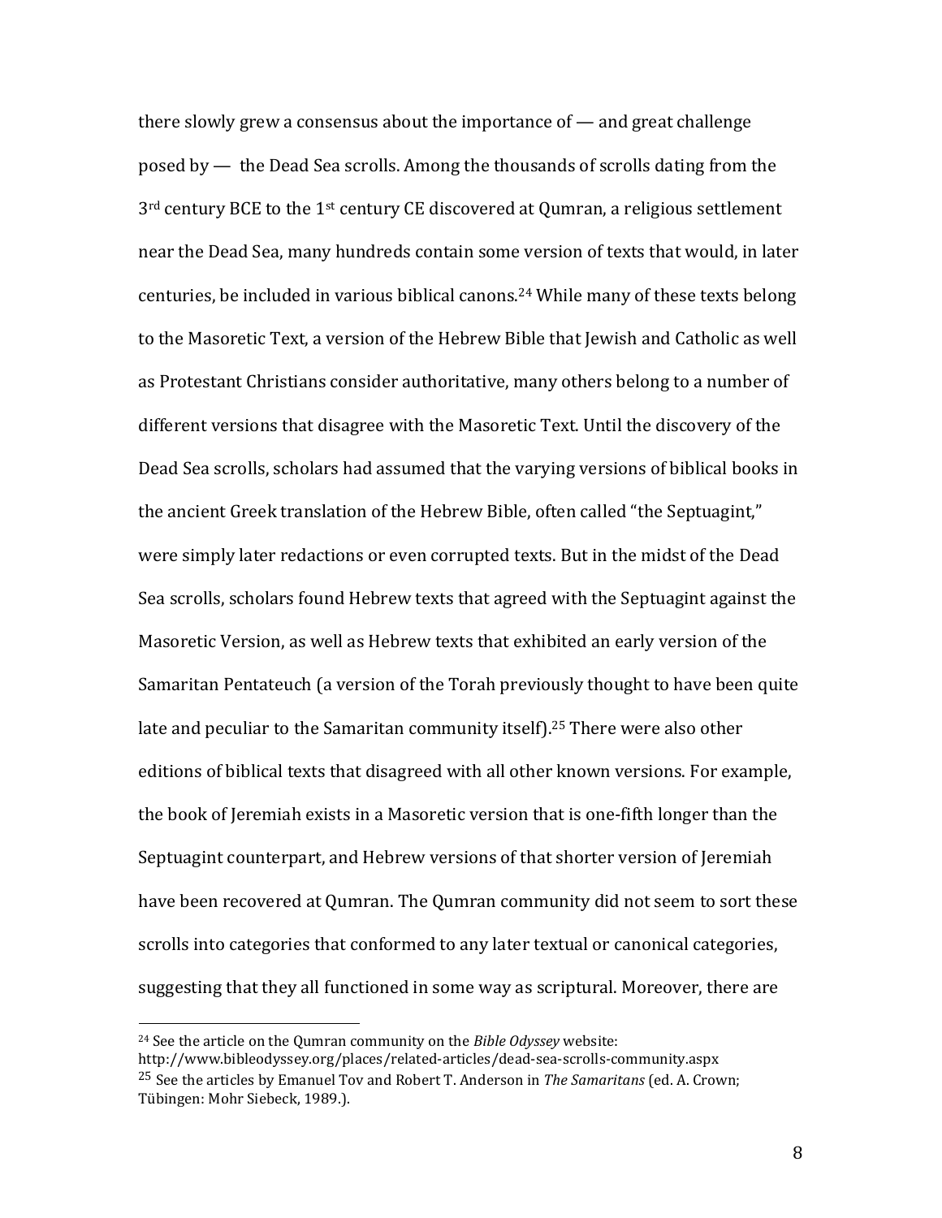there slowly grew a consensus about the importance of — and great challenge posed by — the Dead Sea scrolls. Among the thousands of scrolls dating from the 3rd century BCE to the 1st century CE discovered at Qumran, a religious settlement near the Dead Sea, many hundreds contain some version of texts that would, in later centuries, be included in various biblical canons.[24] While many of these texts belong to the Masoretic Text, a version of the Hebrew Bible that Jewish and Catholic as well as Protestant Christians consider authoritative, many others belong to a number of different versions that disagree with the Masoretic Text. Until the discovery of the Dead Sea scrolls, scholars had assumed that the varying versions of biblical books in the ancient Greek translation of the Hebrew Bible, often called "the Septuagint," were simply later redactions or even corrupted texts. But in the midst of the Dead Sea scrolls, scholars found Hebrew texts that agreed with the Septuagint against the Masoretic Version, as well as Hebrew texts that exhibited an early version of the Samaritan Pentateuch (a version of the Torah previously thought to have been quite late and peculiar to the Samaritan community itself).[25] There were also other editions of biblical texts that disagreed with all other known versions. For example, the book of Jeremiah exists in a Masoretic version that is one-fifth longer than the Septuagint counterpart, and Hebrew versions of that shorter version of Jeremiah have been recovered at Qumran. The Qumran community did not seem to sort these scrolls into categories that conformed to any later textual or canonical categories, suggesting that they all functioned in some way as scriptural. Moreover, there are

---

[24] See the article on the Qumran community on the *Bible Odyssey* website: http://www.bibleodyssey.org/places/related-articles/dead-sea-scrolls-community.aspx

[25] See the articles by Emanuel Tov and Robert T. Anderson in *The Samaritans* (ed. A. Crown; Tübingen: Mohr Siebeck, 1989.).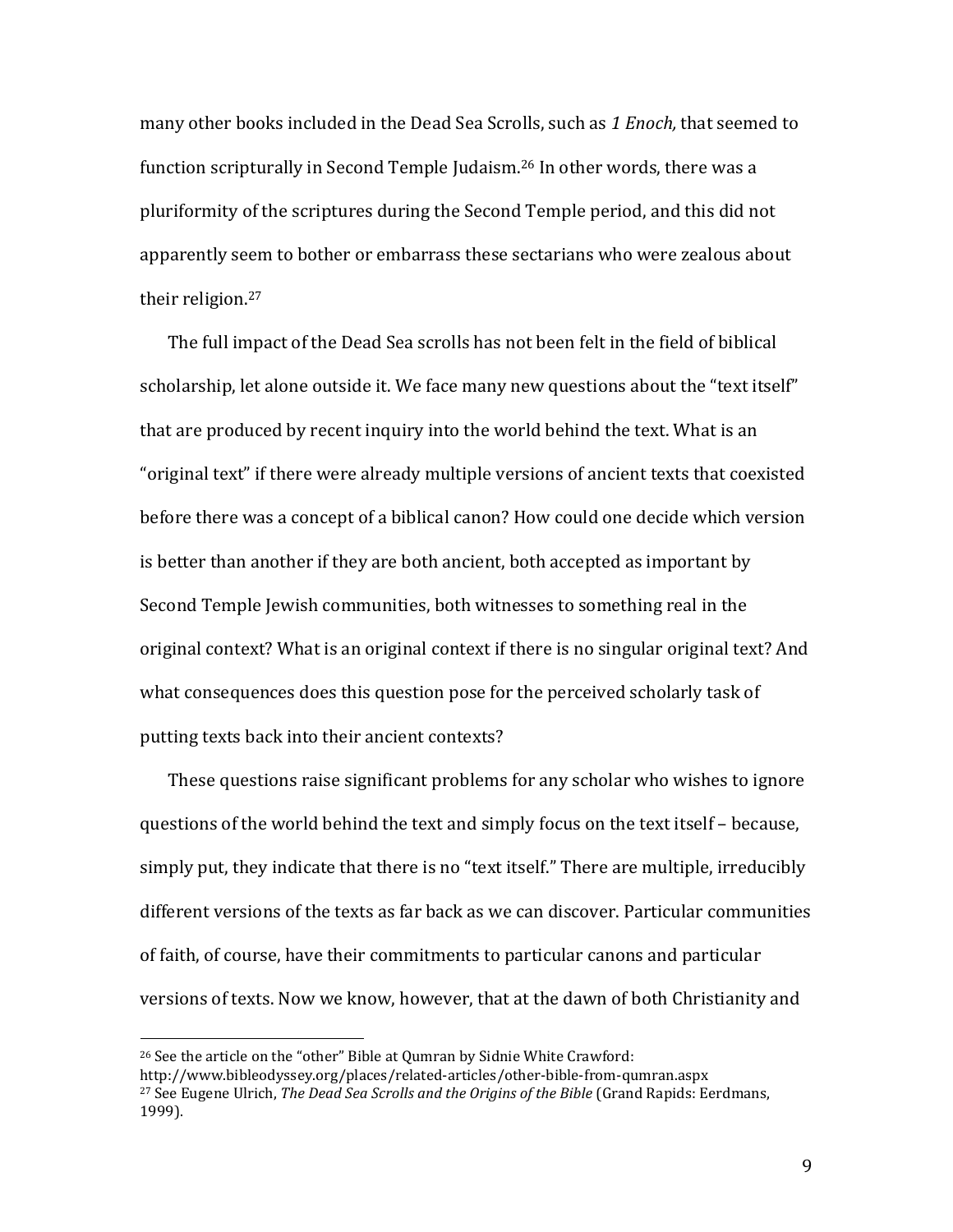many other books included in the Dead Sea Scrolls, such as *1 Enoch,* that seemed to function scripturally in Second Temple Judaism.[26] In other words, there was a pluriformity of the scriptures during the Second Temple period, and this did not apparently seem to bother or embarrass these sectarians who were zealous about their religion.[27]

The full impact of the Dead Sea scrolls has not been felt in the field of biblical scholarship, let alone outside it. We face many new questions about the "text itself" that are produced by recent inquiry into the world behind the text. What is an "original text" if there were already multiple versions of ancient texts that coexisted before there was a concept of a biblical canon? How could one decide which version is better than another if they are both ancient, both accepted as important by Second Temple Jewish communities, both witnesses to something real in the original context? What is an original context if there is no singular original text? And what consequences does this question pose for the perceived scholarly task of putting texts back into their ancient contexts?

These questions raise significant problems for any scholar who wishes to ignore questions of the world behind the text and simply focus on the text itself – because, simply put, they indicate that there is no "text itself." There are multiple, irreducibly different versions of the texts as far back as we can discover. Particular communities of faith, of course, have their commitments to particular canons and particular versions of texts. Now we know, however, that at the dawn of both Christianity and

---

[26] See the article on the "other" Bible at Qumran by Sidnie White Crawford: http://www.bibleodyssey.org/places/related-articles/other-bible-from-qumran.aspx

[27] See Eugene Ulrich, *The Dead Sea Scrolls and the Origins of the Bible* (Grand Rapids: Eerdmans, 1999).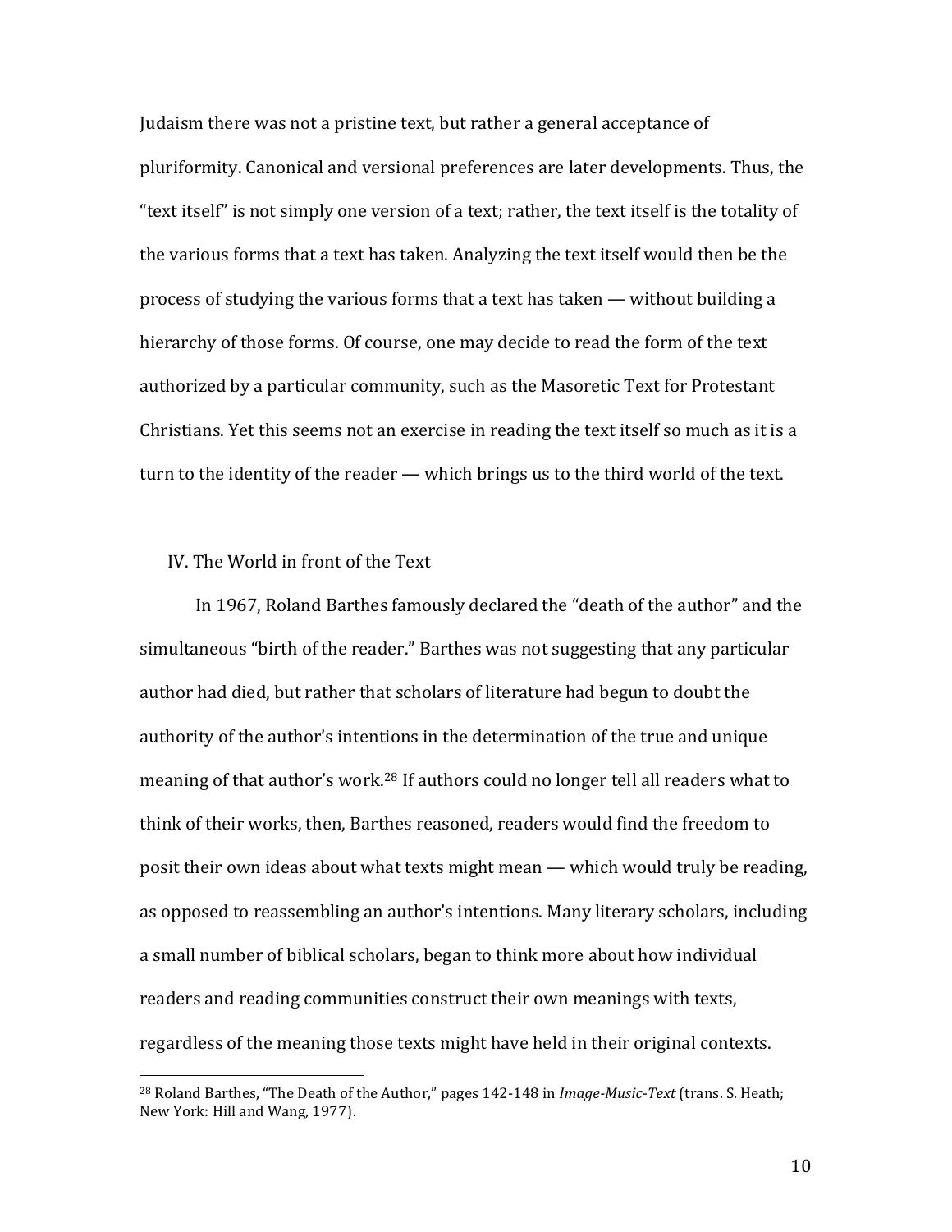Judaism there was not a pristine text, but rather a general acceptance of pluriformity. Canonical and versional preferences are later developments. Thus, the "text itself" is not simply one version of a text; rather, the text itself is the totality of the various forms that a text has taken. Analyzing the text itself would then be the process of studying the various forms that a text has taken — without building a hierarchy of those forms. Of course, one may decide to read the form of the text authorized by a particular community, such as the Masoretic Text for Protestant Christians. Yet this seems not an exercise in reading the text itself so much as it is a turn to the identity of the reader — which brings us to the third world of the text.

## IV. The World in front of the Text

In 1967, Roland Barthes famously declared the "death of the author" and the simultaneous "birth of the reader." Barthes was not suggesting that any particular author had died, but rather that scholars of literature had begun to doubt the authority of the author's intentions in the determination of the true and unique meaning of that author's work.[28] If authors could no longer tell all readers what to think of their works, then, Barthes reasoned, readers would find the freedom to posit their own ideas about what texts might mean — which would truly be reading, as opposed to reassembling an author's intentions. Many literary scholars, including a small number of biblical scholars, began to think more about how individual readers and reading communities construct their own meanings with texts, regardless of the meaning those texts might have held in their original contexts.

---

[28] Roland Barthes, "The Death of the Author," pages 142-148 in *Image-Music-Text* (trans. S. Heath; New York: Hill and Wang, 1977).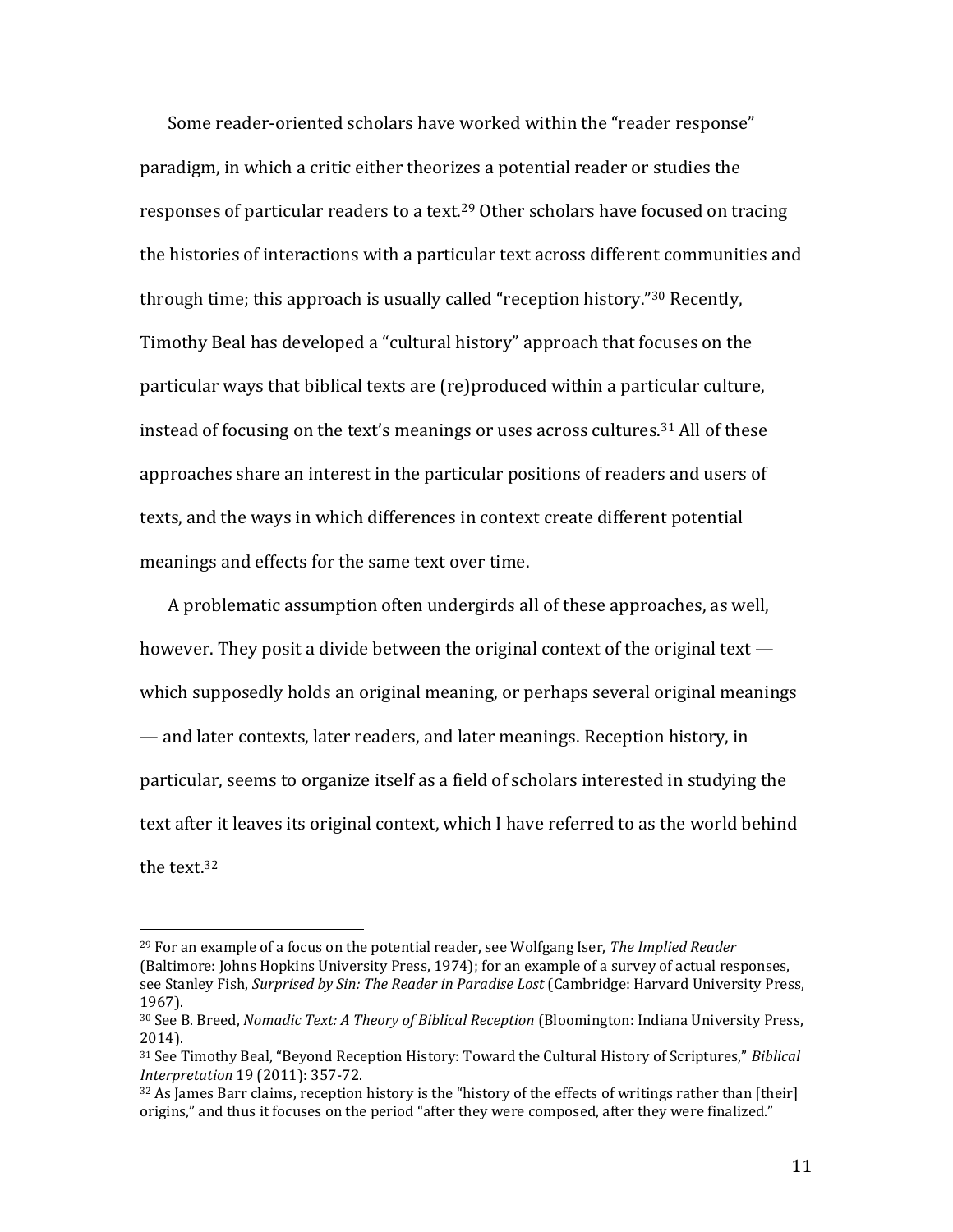Some reader-oriented scholars have worked within the "reader response" paradigm, in which a critic either theorizes a potential reader or studies the responses of particular readers to a text.[29] Other scholars have focused on tracing the histories of interactions with a particular text across different communities and through time; this approach is usually called "reception history."[30] Recently, Timothy Beal has developed a "cultural history" approach that focuses on the particular ways that biblical texts are (re)produced within a particular culture, instead of focusing on the text's meanings or uses across cultures.[31] All of these approaches share an interest in the particular positions of readers and users of texts, and the ways in which differences in context create different potential meanings and effects for the same text over time.

A problematic assumption often undergirds all of these approaches, as well, however. They posit a divide between the original context of the original text — which supposedly holds an original meaning, or perhaps several original meanings — and later contexts, later readers, and later meanings. Reception history, in particular, seems to organize itself as a field of scholars interested in studying the text after it leaves its original context, which I have referred to as the world behind the text.[32]

---

[29] For an example of a focus on the potential reader, see Wolfgang Iser, *The Implied Reader* (Baltimore: Johns Hopkins University Press, 1974); for an example of a survey of actual responses, see Stanley Fish, *Surprised by Sin: The Reader in Paradise Lost* (Cambridge: Harvard University Press, 1967).

[30] See B. Breed, *Nomadic Text: A Theory of Biblical Reception* (Bloomington: Indiana University Press, 2014).

[31] See Timothy Beal, "Beyond Reception History: Toward the Cultural History of Scriptures," *Biblical Interpretation* 19 (2011): 357-72.

[32] As James Barr claims, reception history is the "history of the effects of writings rather than [their] origins," and thus it focuses on the period "after they were composed, after they were finalized."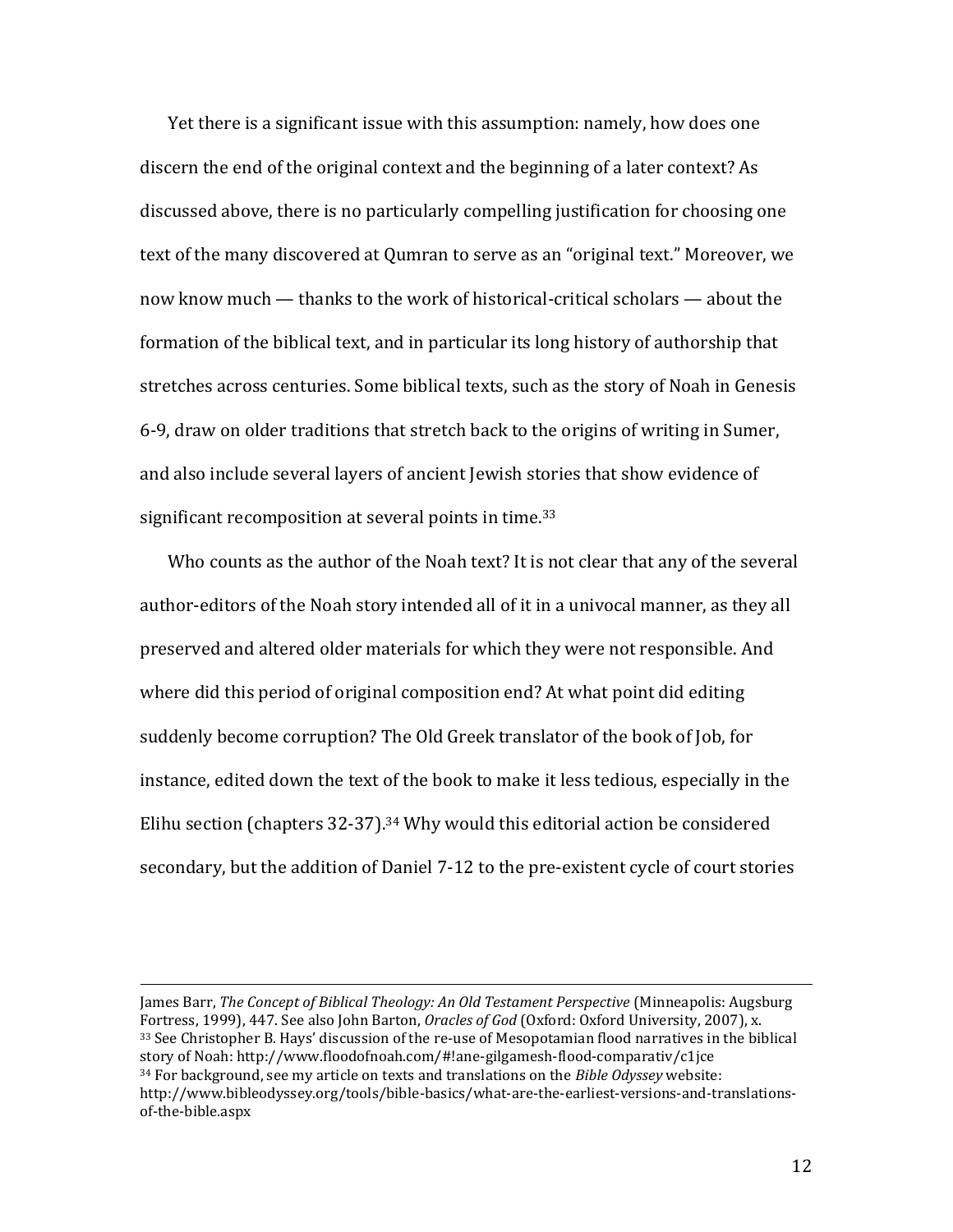Yet there is a significant issue with this assumption: namely, how does one discern the end of the original context and the beginning of a later context? As discussed above, there is no particularly compelling justification for choosing one text of the many discovered at Qumran to serve as an "original text." Moreover, we now know much — thanks to the work of historical-critical scholars — about the formation of the biblical text, and in particular its long history of authorship that stretches across centuries. Some biblical texts, such as the story of Noah in Genesis 6-9, draw on older traditions that stretch back to the origins of writing in Sumer, and also include several layers of ancient Jewish stories that show evidence of significant recomposition at several points in time.[33]

Who counts as the author of the Noah text? It is not clear that any of the several author-editors of the Noah story intended all of it in a univocal manner, as they all preserved and altered older materials for which they were not responsible. And where did this period of original composition end? At what point did editing suddenly become corruption? The Old Greek translator of the book of Job, for instance, edited down the text of the book to make it less tedious, especially in the Elihu section (chapters 32-37).[34] Why would this editorial action be considered secondary, but the addition of Daniel 7-12 to the pre-existent cycle of court stories

---

James Barr, *The Concept of Biblical Theology: An Old Testament Perspective* (Minneapolis: Augsburg Fortress, 1999), 447. See also John Barton, *Oracles of God* (Oxford: Oxford University, 2007), x.

[33] See Christopher B. Hays' discussion of the re-use of Mesopotamian flood narratives in the biblical story of Noah: http://www.floodofnoah.com/#!ane-gilgamesh-flood-comparativ/c1jce

[34] For background, see my article on texts and translations on the *Bible Odyssey* website: http://www.bibleodyssey.org/tools/bible-basics/what-are-the-earliest-versions-and-translations-of-the-bible.aspx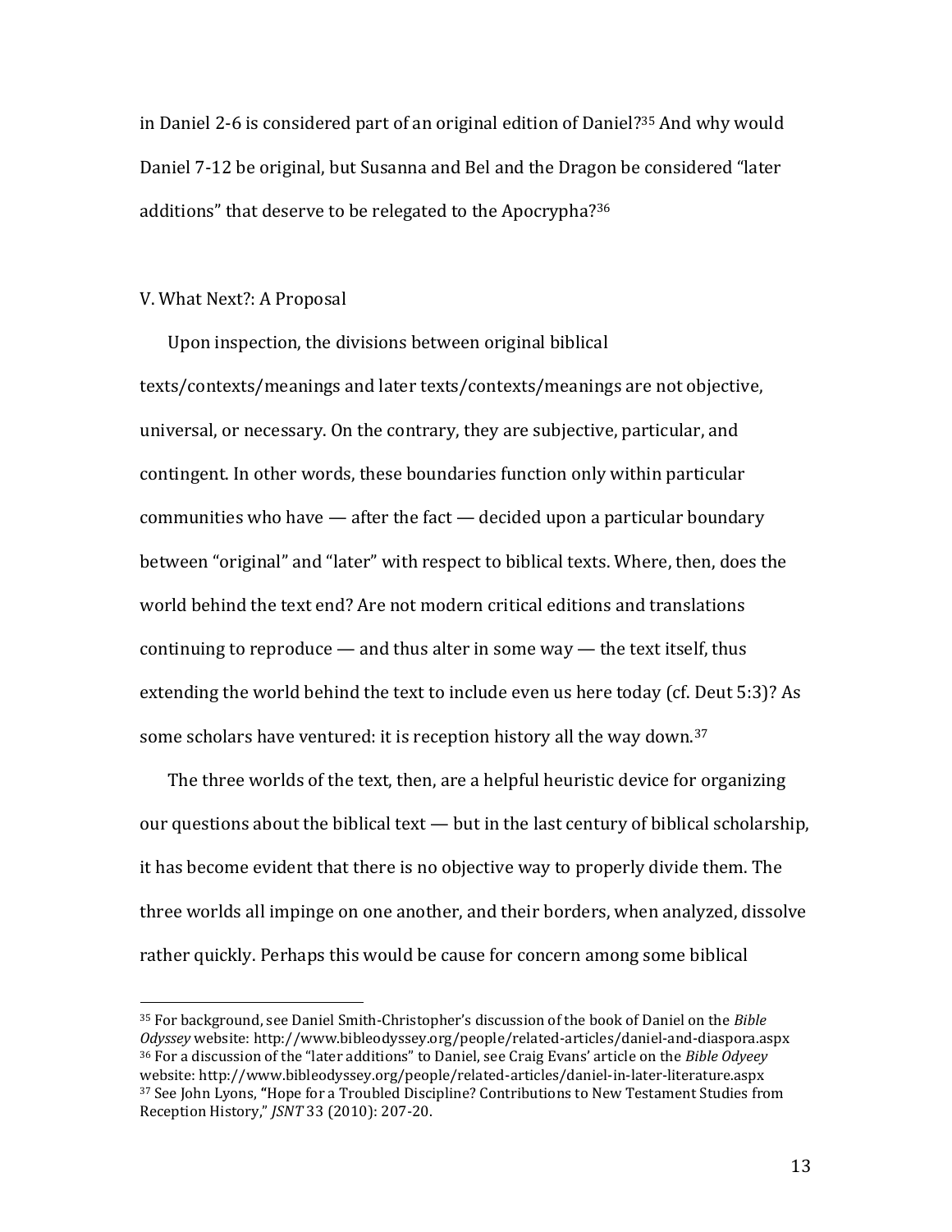in Daniel 2-6 is considered part of an original edition of Daniel?[35] And why would Daniel 7-12 be original, but Susanna and Bel and the Dragon be considered "later additions" that deserve to be relegated to the Apocrypha?[36]

## V. What Next?: A Proposal

Upon inspection, the divisions between original biblical texts/contexts/meanings and later texts/contexts/meanings are not objective, universal, or necessary. On the contrary, they are subjective, particular, and contingent. In other words, these boundaries function only within particular communities who have — after the fact — decided upon a particular boundary between "original" and "later" with respect to biblical texts. Where, then, does the world behind the text end? Are not modern critical editions and translations continuing to reproduce — and thus alter in some way — the text itself, thus extending the world behind the text to include even us here today (cf. Deut 5:3)? As some scholars have ventured: it is reception history all the way down.[37]

The three worlds of the text, then, are a helpful heuristic device for organizing our questions about the biblical text — but in the last century of biblical scholarship, it has become evident that there is no objective way to properly divide them. The three worlds all impinge on one another, and their borders, when analyzed, dissolve rather quickly. Perhaps this would be cause for concern among some biblical

---

[35] For background, see Daniel Smith-Christopher's discussion of the book of Daniel on the *Bible Odyssey* website: http://www.bibleodyssey.org/people/related-articles/daniel-and-diaspora.aspx

[36] For a discussion of the "later additions" to Daniel, see Craig Evans' article on the *Bible Odyeey* website: http://www.bibleodyssey.org/people/related-articles/daniel-in-later-literature.aspx

[37] See John Lyons, "Hope for a Troubled Discipline? Contributions to New Testament Studies from Reception History," *JSNT* 33 (2010): 207-20.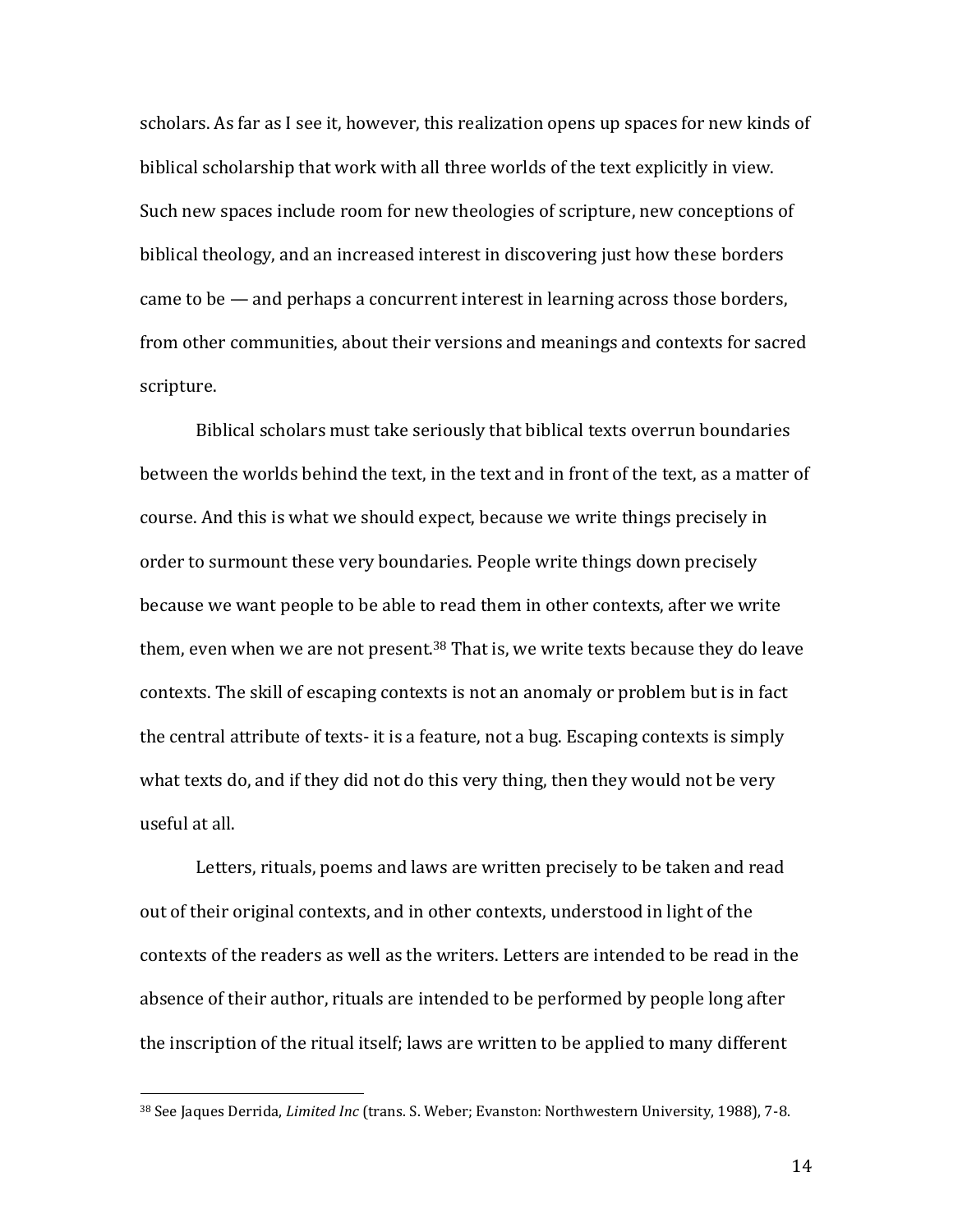scholars. As far as I see it, however, this realization opens up spaces for new kinds of biblical scholarship that work with all three worlds of the text explicitly in view. Such new spaces include room for new theologies of scripture, new conceptions of biblical theology, and an increased interest in discovering just how these borders came to be — and perhaps a concurrent interest in learning across those borders, from other communities, about their versions and meanings and contexts for sacred scripture.

Biblical scholars must take seriously that biblical texts overrun boundaries between the worlds behind the text, in the text and in front of the text, as a matter of course. And this is what we should expect, because we write things precisely in order to surmount these very boundaries. People write things down precisely because we want people to be able to read them in other contexts, after we write them, even when we are not present.[38] That is, we write texts because they do leave contexts. The skill of escaping contexts is not an anomaly or problem but is in fact the central attribute of texts- it is a feature, not a bug. Escaping contexts is simply what texts do, and if they did not do this very thing, then they would not be very useful at all.

Letters, rituals, poems and laws are written precisely to be taken and read out of their original contexts, and in other contexts, understood in light of the contexts of the readers as well as the writers. Letters are intended to be read in the absence of their author, rituals are intended to be performed by people long after the inscription of the ritual itself; laws are written to be applied to many different

---

[38] See Jaques Derrida, *Limited Inc* (trans. S. Weber; Evanston: Northwestern University, 1988), 7-8.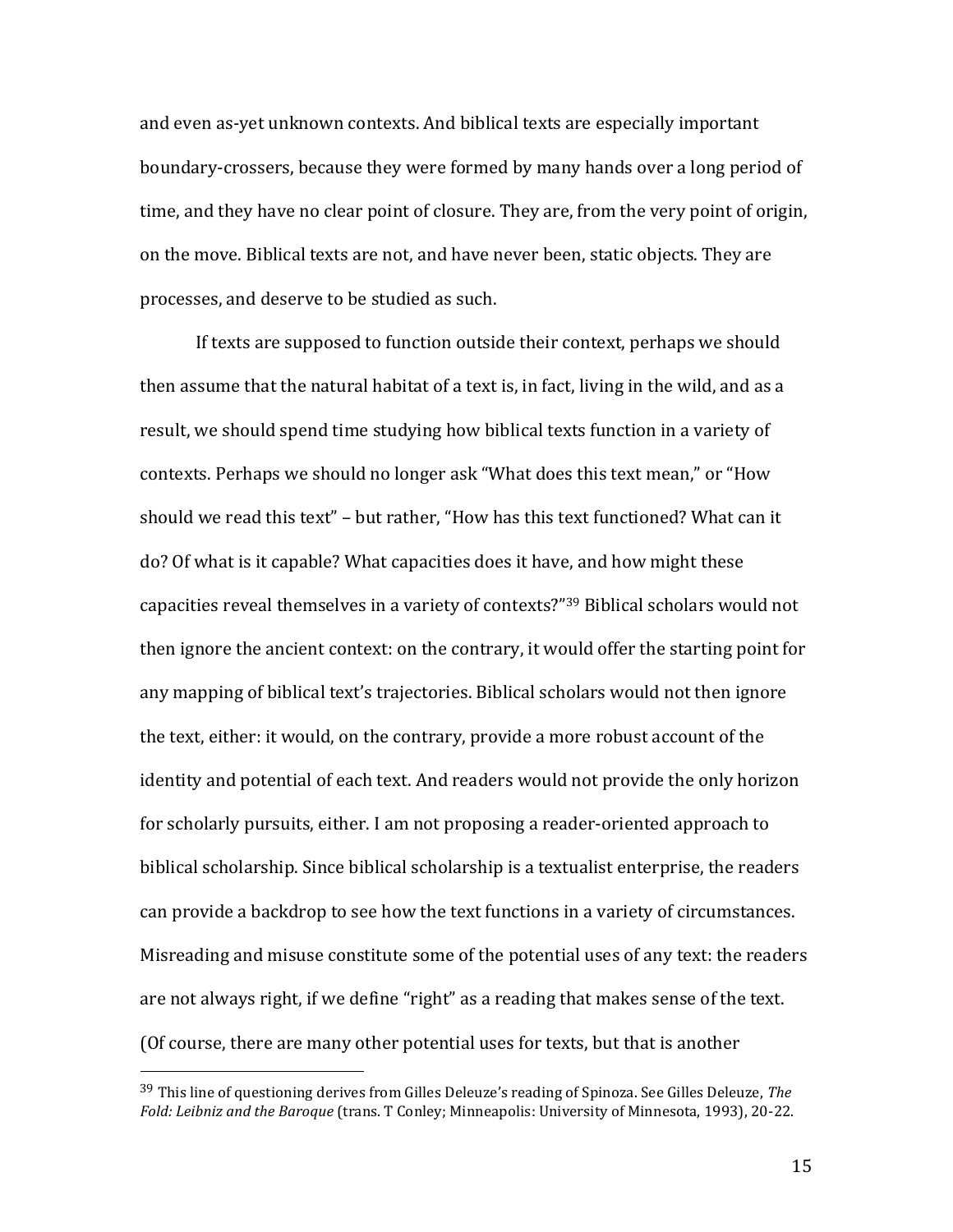and even as-yet unknown contexts. And biblical texts are especially important boundary-crossers, because they were formed by many hands over a long period of time, and they have no clear point of closure. They are, from the very point of origin, on the move. Biblical texts are not, and have never been, static objects. They are processes, and deserve to be studied as such.

If texts are supposed to function outside their context, perhaps we should then assume that the natural habitat of a text is, in fact, living in the wild, and as a result, we should spend time studying how biblical texts function in a variety of contexts. Perhaps we should no longer ask "What does this text mean," or "How should we read this text" – but rather, "How has this text functioned? What can it do? Of what is it capable? What capacities does it have, and how might these capacities reveal themselves in a variety of contexts?"[39] Biblical scholars would not then ignore the ancient context: on the contrary, it would offer the starting point for any mapping of biblical text's trajectories. Biblical scholars would not then ignore the text, either: it would, on the contrary, provide a more robust account of the identity and potential of each text. And readers would not provide the only horizon for scholarly pursuits, either. I am not proposing a reader-oriented approach to biblical scholarship. Since biblical scholarship is a textualist enterprise, the readers can provide a backdrop to see how the text functions in a variety of circumstances. Misreading and misuse constitute some of the potential uses of any text: the readers are not always right, if we define "right" as a reading that makes sense of the text. (Of course, there are many other potential uses for texts, but that is another

---

[39] This line of questioning derives from Gilles Deleuze's reading of Spinoza. See Gilles Deleuze, *The Fold: Leibniz and the Baroque* (trans. T Conley; Minneapolis: University of Minnesota, 1993), 20-22.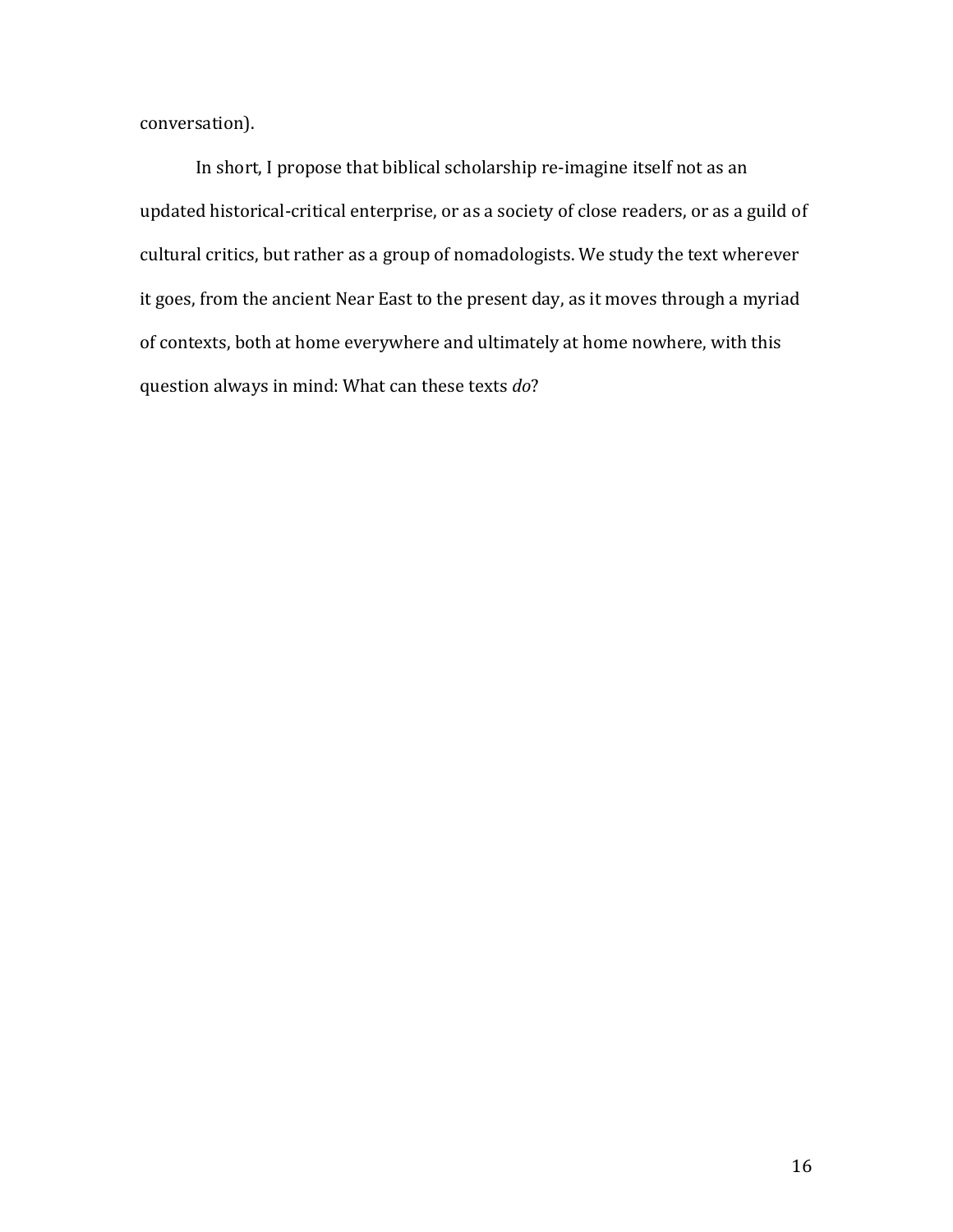conversation).

In short, I propose that biblical scholarship re-imagine itself not as an updated historical-critical enterprise, or as a society of close readers, or as a guild of cultural critics, but rather as a group of nomadologists. We study the text wherever it goes, from the ancient Near East to the present day, as it moves through a myriad of contexts, both at home everywhere and ultimately at home nowhere, with this question always in mind: What can these texts *do*?